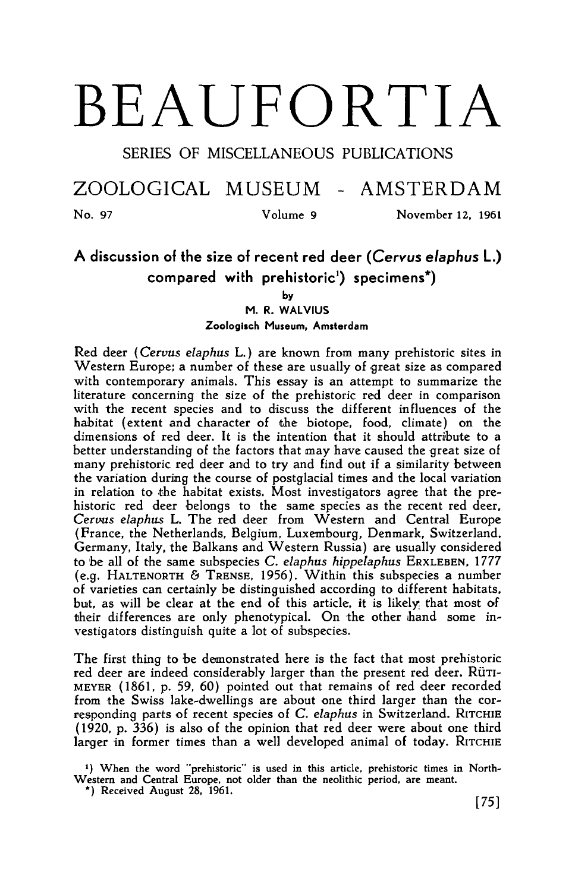# BEAUFORTIA

SERIES OF MISCELLANEOUS PUBLICATIONS

ZOOLOGICAL MUSEUM - AMSTERDAM

No. 97 Volume 9 November 12, 1961

## A discussion of the size of recent red deer (*Cervus elaphus* L.) compared with prehistoric[1]) specimens*)

by

M. R. WALVIUS

Zoologisch Museum, Amsterdam

Red deer (*Cervus elaphus* L.) are known from many prehistoric sites in Western Europe; a number of these are usually of great size as compared with contemporary animals. This essay is an attempt to summarize the literature concerning the size of the prehistoric red deer in comparison with the recent species and to discuss the different influences of the habitat (extent and character of the biotope, food, climate) on the dimensions of red deer. It is the intention that it should attribute to a better understanding of the factors that may have caused the great size of many prehistoric red deer and to try and find out if a similarity between the variation during the course of postglacial times and the local variation in relation to the habitat exists. Most investigators agree that the prehistoric red deer belongs to the same species as the recent red deer, *Cervus elaphus* L. The red deer from Western and Central Europe (France, the Netherlands, Belgium, Luxembourg, Denmark, Switzerland, Germany, Italy, the Balkans and Western Russia) are usually considered to be all of the same subspecies *C. elaphus hippelaphus* ERXLEBEN, 1777 (e.g. HALTENORTH & TRENSE, 1956). Within this subspecies a number of varieties can certainly be distinguished according to different habitats, but, as will be clear at the end of this article, it is likely that most of their differences are only phenotypical. On the other hand some investigators distinguish quite a lot of subspecies.

The first thing to be demonstrated here is the fact that most prehistoric red deer are indeed considerably larger than the present red deer. RÜTIMEYER (1861, p. 59, 60) pointed out that remains of red deer recorded from the Swiss lake-dwellings are about one third larger than the corresponding parts of recent species of *C. elaphus* in Switzerland. RITCHIE (1920, p. 336) is also of the opinion that red deer were about one third larger in former times than a well developed animal of today. RITCHIE

[1]) When the word "prehistoric" is used in this article, prehistoric times in North-Western and Central Europe, not older than the neolithic period, are meant.

*) Received August 28, 1961.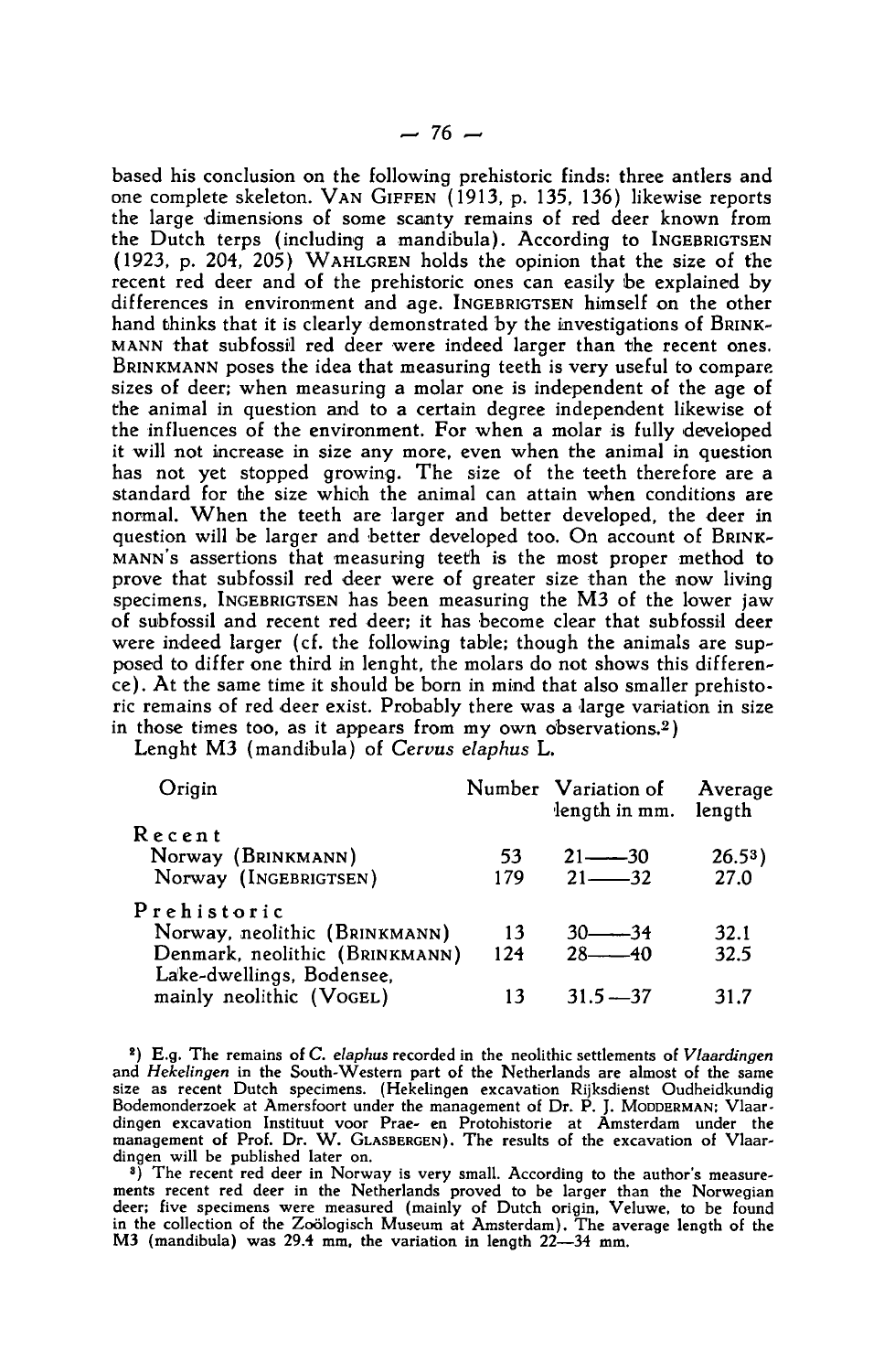based his conclusion on the following prehistoric finds: three antlers and one complete skeleton. VAN GIFFEN (1913, p. 135, 136) likewise reports the large dimensions of some scanty remains of red deer known from the Dutch terps (including a mandibula). According to INGEBRIGTSEN (1923, p. 204, 205) WAHLGREN holds the opinion that the size of the recent red deer and of the prehistoric ones can easily be explained by differences in environment and age. INGEBRIGTSEN himself on the other hand thinks that it is clearly demonstrated by the investigations of BRINKMANN that subfossil red deer were indeed larger than the recent ones. BRINKMANN poses the idea that measuring teeth is very useful to compare sizes of deer; when measuring a molar one is independent of the age of the animal in question and to a certain degree independent likewise of the influences of the environment. For when a molar is fully developed it will not increase in size any more, even when the animal in question has not yet stopped growing. The size of the teeth therefore are a standard for the size which the animal can attain when conditions are normal. When the teeth are larger and better developed, the deer in question will be larger and better developed too. On account of BRINKMANN's assertions that measuring teeth is the most proper method to prove that subfossil red deer were of greater size than the now living specimens, INGEBRIGTSEN has been measuring the M3 of the lower jaw of subfossil and recent red deer; it has become clear that subfossil deer were indeed larger (cf. the following table; though the animals are supposed to differ one third in lenght, the molars do not shows this difference). At the same time it should be born in mind that also smaller prehistoric remains of red deer exist. Probably there was a large variation in size in those times too, as it appears from my own observations.[2])

Lenght M3 (mandibula) of *Cervus elaphus* L.

| Origin | Number | Variation of length in mm. | Average length |
|---|---|---|---|
| **Recent** | | | |
| Norway (BRINKMANN) | 53 | 21—30 | 26.5[3]) |
| Norway (INGEBRIGTSEN) | 179 | 21—32 | 27.0 |
| **Prehistoric** | | | |
| Norway, neolithic (BRINKMANN) | 13 | 30—34 | 32.1 |
| Denmark, neolithic (BRINKMANN) | 124 | 28—40 | 32.5 |
| Lake-dwellings, Bodensee, mainly neolithic (VOGEL) | 13 | 31.5—37 | 31.7 |

[2]) E.g. The remains of *C. elaphus* recorded in the neolithic settlements of *Vlaardingen* and *Hekelingen* in the South-Western part of the Netherlands are almost of the same size as recent Dutch specimens. (Hekelingen excavation Rijksdienst Oudheidkundig Bodemonderzoek at Amersfoort under the management of Dr. P. J. MODDERMAN; Vlaardingen excavation Instituut voor Prae- en Protohistorie at Amsterdam under the management of Prof. Dr. W. GLASBERGEN). The results of the excavation of Vlaardingen will be published later on.

[3]) The recent red deer in Norway is very small. According to the author's measurements recent red deer in the Netherlands proved to be larger than the Norwegian deer; five specimens were measured (mainly of Dutch origin, Veluwe, to be found in the collection of the Zoölogisch Museum at Amsterdam). The average length of the M3 (mandibula) was 29.4 mm, the variation in length 22—34 mm.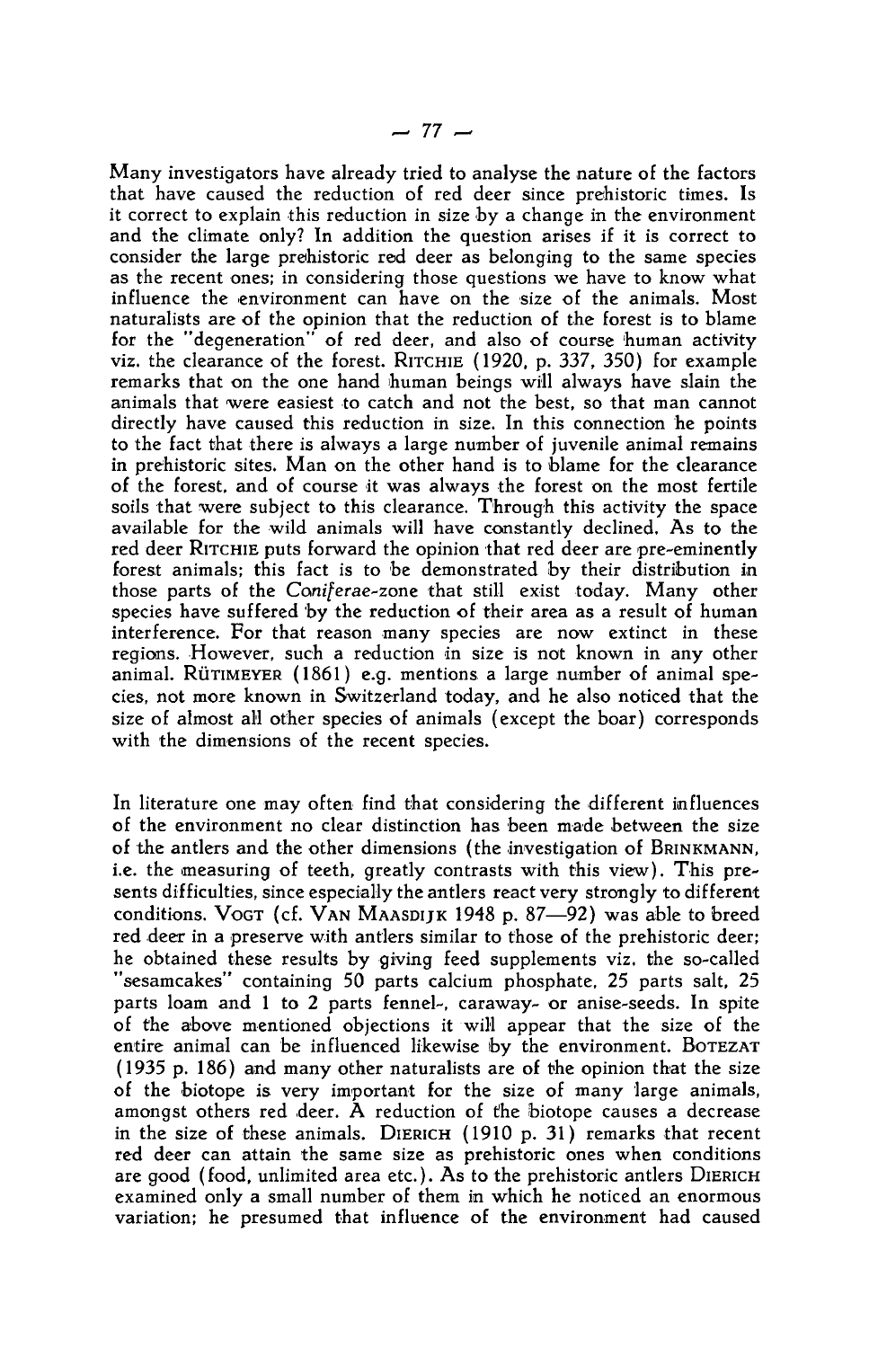Many investigators have already tried to analyse the nature of the factors that have caused the reduction of red deer since prehistoric times. Is it correct to explain this reduction in size by a change in the environment and the climate only? In addition the question arises if it is correct to consider the large prehistoric red deer as belonging to the same species as the recent ones; in considering those questions we have to know what influence the environment can have on the size of the animals. Most naturalists are of the opinion that the reduction of the forest is to blame for the "degeneration" of red deer, and also of course human activity viz. the clearance of the forest. RITCHIE (1920, p. 337, 350) for example remarks that on the one hand human beings will always have slain the animals that were easiest to catch and not the best, so that man cannot directly have caused this reduction in size. In this connection he points to the fact that there is always a large number of juvenile animal remains in prehistoric sites. Man on the other hand is to blame for the clearance of the forest, and of course it was always the forest on the most fertile soils that were subject to this clearance. Through this activity the space available for the wild animals will have constantly declined. As to the red deer RITCHIE puts forward the opinion that red deer are pre-eminently forest animals; this fact is to be demonstrated by their distribution in those parts of the *Coniferae*-zone that still exist today. Many other species have suffered by the reduction of their area as a result of human interference. For that reason many species are now extinct in these regions. However, such a reduction in size is not known in any other animal. RÜTIMEYER (1861) e.g. mentions a large number of animal species, not more known in Switzerland today, and he also noticed that the size of almost all other species of animals (except the boar) corresponds with the dimensions of the recent species.

In literature one may often find that considering the different influences of the environment no clear distinction has been made between the size of the antlers and the other dimensions (the investigation of BRINKMANN, i.e. the measuring of teeth, greatly contrasts with this view). This presents difficulties, since especially the antlers react very strongly to different conditions. VOGT (cf. VAN MAASDIJK 1948 p. 87—92) was able to breed red deer in a preserve with antlers similar to those of the prehistoric deer; he obtained these results by giving feed supplements viz. the so-called "sesamcakes" containing 50 parts calcium phosphate, 25 parts salt, 25 parts loam and 1 to 2 parts fennel-, caraway- or anise-seeds. In spite of the above mentioned objections it will appear that the size of the entire animal can be influenced likewise by the environment. BOTEZAT (1935 p. 186) and many other naturalists are of the opinion that the size of the biotope is very important for the size of many large animals, amongst others red deer. A reduction of the biotope causes a decrease in the size of these animals. DIERICH (1910 p. 31) remarks that recent red deer can attain the same size as prehistoric ones when conditions are good (food, unlimited area etc.). As to the prehistoric antlers DIERICH examined only a small number of them in which he noticed an enormous variation; he presumed that influence of the environment had caused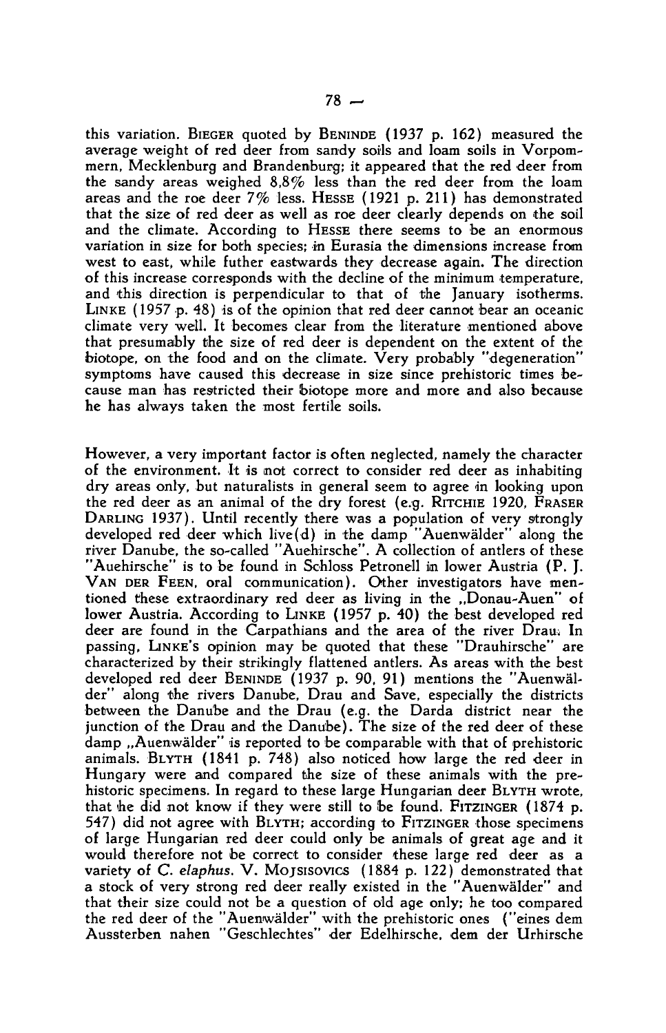this variation. BIEGER quoted by BENINDE (1937 p. 162) measured the average weight of red deer from sandy soils and loam soils in Vorpommern, Mecklenburg and Brandenburg; it appeared that the red deer from the sandy areas weighed 8,8% less than the red deer from the loam areas and the roe deer 7% less. HESSE (1921 p. 211) has demonstrated that the size of red deer as well as roe deer clearly depends on the soil and the climate. According to HESSE there seems to be an enormous variation in size for both species; in Eurasia the dimensions increase from west to east, while futher eastwards they decrease again. The direction of this increase corresponds with the decline of the minimum temperature, and this direction is perpendicular to that of the January isotherms. LINKE (1957 p. 48) is of the opinion that red deer cannot bear an oceanic climate very well. It becomes clear from the literature mentioned above that presumably the size of red deer is dependent on the extent of the biotope, on the food and on the climate. Very probably "degeneration" symptoms have caused this decrease in size since prehistoric times because man has restricted their biotope more and more and also because he has always taken the most fertile soils.

However, a very important factor is often neglected, namely the character of the environment. It is not correct to consider red deer as inhabiting dry areas only, but naturalists in general seem to agree in looking upon the red deer as an animal of the dry forest (e.g. RITCHIE 1920, FRASER DARLING 1937). Until recently there was a population of very strongly developed red deer which live(d) in the damp "Auenwälder" along the river Danube, the so-called "Auehirsche". A collection of antlers of these "Auehirsche" is to be found in Schloss Petronell in lower Austria (P. J. VAN DER FEEN, oral communication). Other investigators have mentioned these extraordinary red deer as living in the „Donau-Auen" of lower Austria. According to LINKE (1957 p. 40) the best developed red deer are found in the Carpathians and the area of the river Drau. In passing, LINKE's opinion may be quoted that these "Drauhirsche" are characterized by their strikingly flattened antlers. As areas with the best developed red deer BENINDE (1937 p. 90, 91) mentions the "Auenwälder" along the rivers Danube, Drau and Save, especially the districts between the Danube and the Drau (e.g. the Darda district near the junction of the Drau and the Danube). The size of the red deer of these damp „Auenwälder" is reported to be comparable with that of prehistoric animals. BLYTH (1841 p. 748) also noticed how large the red deer in Hungary were and compared the size of these animals with the prehistoric specimens. In regard to these large Hungarian deer BLYTH wrote, that he did not know if they were still to be found. FITZINGER (1874 p. 547) did not agree with BLYTH; according to FITZINGER those specimens of large Hungarian red deer could only be animals of great age and it would therefore not be correct to consider these large red deer as a variety of *C. elaphus*. V. MOJSISOVICS (1884 p. 122) demonstrated that a stock of very strong red deer really existed in the "Auenwälder" and that their size could not be a question of old age only; he too compared the red deer of the "Auenwälder" with the prehistoric ones ("eines dem Aussterben nahen "Geschlechtes" der Edelhirsche, dem der Urhirsche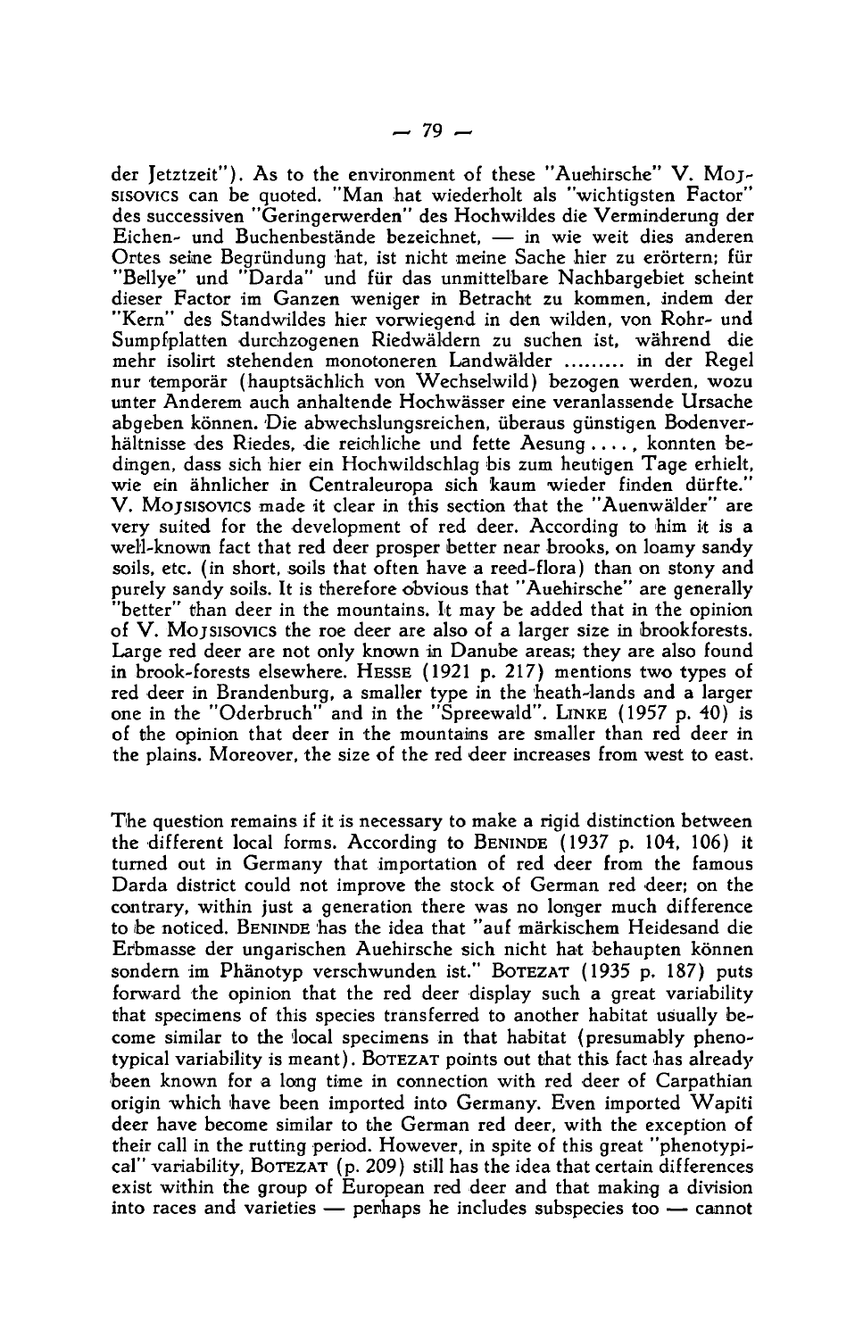der Jetztzeit"). As to the environment of these "Auehirsche" V. MOJSISOVICS can be quoted. "Man hat wiederholt als "wichtigsten Factor" des successiven "Geringerwerden" des Hochwildes die Verminderung der Eichen- und Buchenbestände bezeichnet, — in wie weit dies anderen Ortes seine Begründung hat, ist nicht meine Sache hier zu erörtern; für "Bellye" und "Darda" und für das unmittelbare Nachbargebiet scheint dieser Factor im Ganzen weniger in Betracht zu kommen, indem der "Kern" des Standwildes hier vorwiegend in den wilden, von Rohr- und Sumpfplatten durchzogenen Riedwäldern zu suchen ist, während die mehr isolirt stehenden monotoneren Landwälder ......... in der Regel nur temporär (hauptsächlich von Wechselwild) bezogen werden, wozu unter Anderem auch anhaltende Hochwässer eine veranlassende Ursache abgeben können. Die abwechslungsreichen, überaus günstigen Bodenverhältnisse des Riedes, die reichliche und fette Aesung ...., konnten bedingen, dass sich hier ein Hochwildschlag bis zum heutigen Tage erhielt, wie ein ähnlicher in Centraleuropa sich kaum wieder finden dürfte." V. MOJSISOVICS made it clear in this section that the "Auenwälder" are very suited for the development of red deer. According to him it is a well-known fact that red deer prosper better near brooks, on loamy sandy soils, etc. (in short, soils that often have a reed-flora) than on stony and purely sandy soils. It is therefore obvious that "Auehirsche" are generally "better" than deer in the mountains. It may be added that in the opinion of V. MOJSISOVICS the roe deer are also of a larger size in brookforests. Large red deer are not only known in Danube areas; they are also found in brook-forests elsewhere. HESSE (1921 p. 217) mentions two types of red deer in Brandenburg, a smaller type in the heath-lands and a larger one in the "Oderbruch" and in the "Spreewald". LINKE (1957 p. 40) is of the opinion that deer in the mountains are smaller than red deer in the plains. Moreover, the size of the red deer increases from west to east.

The question remains if it is necessary to make a rigid distinction between the different local forms. According to BENINDE (1937 p. 104, 106) it turned out in Germany that importation of red deer from the famous Darda district could not improve the stock of German red deer; on the contrary, within just a generation there was no longer much difference to be noticed. BENINDE has the idea that "auf märkischem Heidesand die Erbmasse der ungarischen Auehirsche sich nicht hat behaupten können sondern im Phänotyp verschwunden ist." BOTEZAT (1935 p. 187) puts forward the opinion that the red deer display such a great variability that specimens of this species transferred to another habitat usually become similar to the local specimens in that habitat (presumably phenotypical variability is meant). BOTEZAT points out that this fact has already been known for a long time in connection with red deer of Carpathian origin which have been imported into Germany. Even imported Wapiti deer have become similar to the German red deer, with the exception of their call in the rutting period. However, in spite of this great "phenotypical" variability, BOTEZAT (p. 209) still has the idea that certain differences exist within the group of European red deer and that making a division into races and varieties — perhaps he includes subspecies too — cannot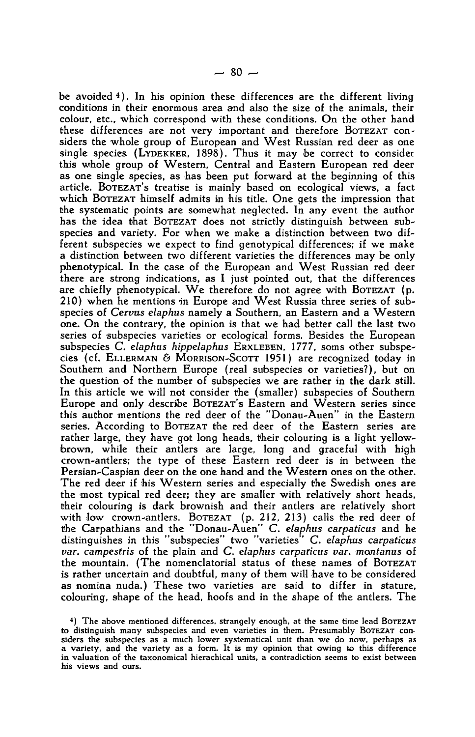be avoided [4]. In his opinion these differences are the different living conditions in their enormous area and also the size of the animals, their colour, etc., which correspond with these conditions. On the other hand these differences are not very important and therefore BOTEZAT considers the whole group of European and West Russian red deer as one single species (LYDEKKER, 1898). Thus it may be correct to consider this whole group of Western, Central and Eastern European red deer as one single species, as has been put forward at the beginning of this article. BOTEZAT's treatise is mainly based on ecological views, a fact which BOTEZAT himself admits in his title. One gets the impression that the systematic points are somewhat neglected. In any event the author has the idea that BOTEZAT does not strictly distinguish between subspecies and variety. For when we make a distinction between two different subspecies we expect to find genotypical differences; if we make a distinction between two different varieties the differences may be only phenotypical. In the case of the European and West Russian red deer there are strong indications, as I just pointed out, that the differences are chiefly phenotypical. We therefore do not agree with BOTEZAT (p. 210) when he mentions in Europe and West Russia three series of subspecies of *Cervus elaphus* namely a Southern, an Eastern and a Western one. On the contrary, the opinion is that we had better call the last two series of subspecies varieties or ecological forms. Besides the European subspecies *C. elaphus hippelaphus* ERXLEBEN, 1777, soms other subspecies (cf. ELLERMAN & MORRISON-SCOTT 1951) are recognized today in Southern and Northern Europe (real subspecies or varieties?), but on the question of the number of subspecies we are rather in the dark still. In this article we will not consider the (smaller) subspecies of Southern Europe and only describe BOTEZAT's Eastern and Western series since this author mentions the red deer of the "Donau-Auen" in the Eastern series. According to BOTEZAT the red deer of the Eastern series are rather large, they have got long heads, their colouring is a light yellow-brown, while their antlers are large, long and graceful with high crown-antlers; the type of these Eastern red deer is in between the Persian-Caspian deer on the one hand and the Western ones on the other. The red deer if his Western series and especially the Swedish ones are the most typical red deer; they are smaller with relatively short heads, their colouring is dark brownish and their antlers are relatively short with low crown-antlers. BOTEZAT (p. 212, 213) calls the red deer of the Carpathians and the "Donau-Auen" *C. elaphus carpaticus* and he distinguishes in this "subspecies" two "varieties" *C. elaphus carpaticus var. campestris* of the plain and *C. elaphus carpaticus var. montanus* of the mountain. (The nomenclatorial status of these names of BOTEZAT is rather uncertain and doubtful, many of them will have to be considered as nomina nuda.) These two varieties are said to differ in stature, colouring, shape of the head, hoofs and in the shape of the antlers. The

[4]) The above mentioned differences, strangely enough, at the same time lead BOTEZAT to distinguish many subspecies and even varieties in them. Presumably BOTEZAT considers the subspecies as a much lower systematical unit than we do now, perhaps as a variety, and the variety as a form. It is my opinion that owing to this difference in valuation of the taxonomical hierachical units, a contradiction seems to exist between his views and ours.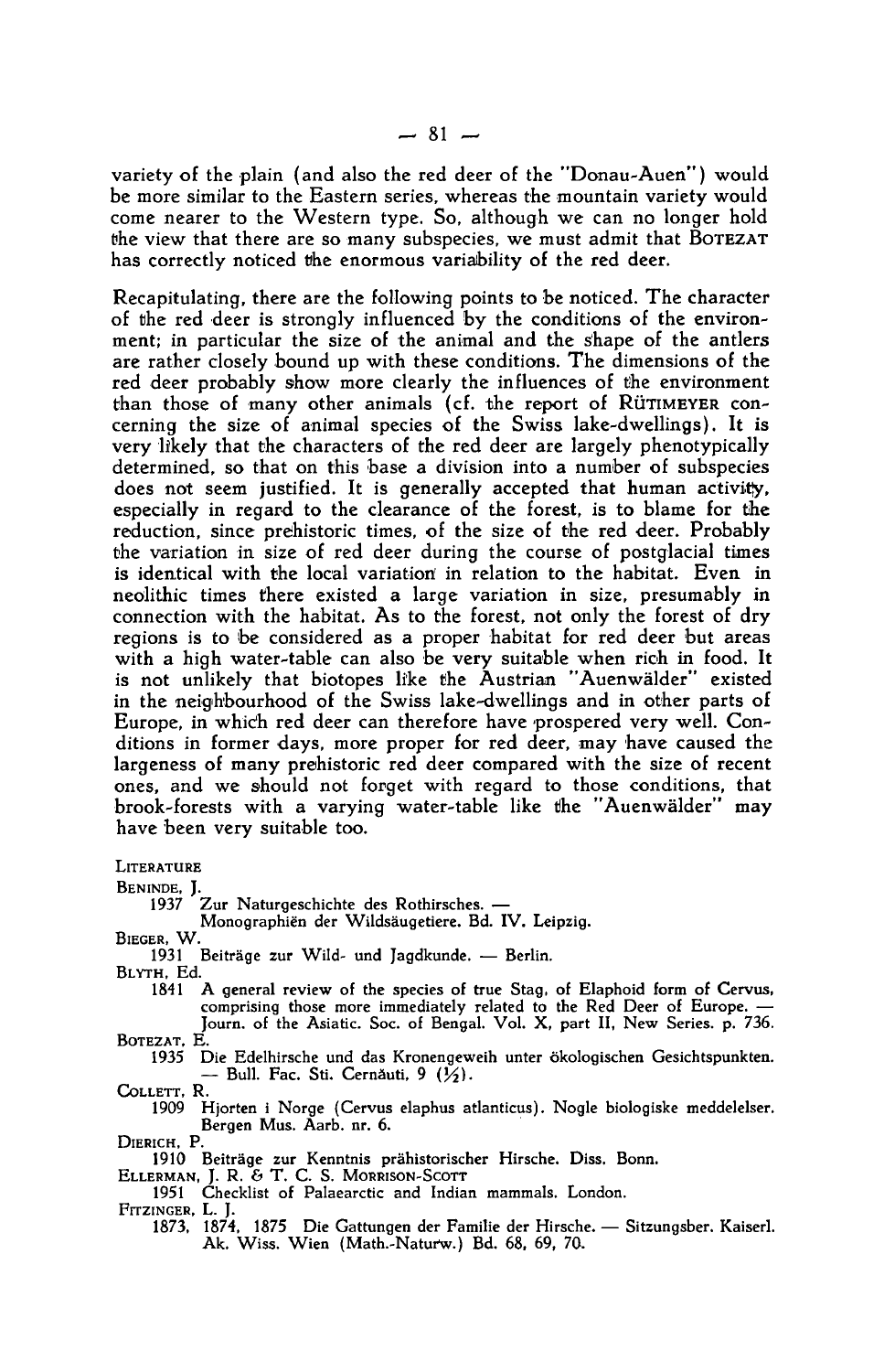variety of the plain (and also the red deer of the "Donau-Auen") would be more similar to the Eastern series, whereas the mountain variety would come nearer to the Western type. So, although we can no longer hold the view that there are so many subspecies, we must admit that BOTEZAT has correctly noticed the enormous variability of the red deer.

Recapitulating, there are the following points to be noticed. The character of the red deer is strongly influenced by the conditions of the environment; in particular the size of the animal and the shape of the antlers are rather closely bound up with these conditions. The dimensions of the red deer probably show more clearly the influences of the environment than those of many other animals (cf. the report of RÜTIMEYER concerning the size of animal species of the Swiss lake-dwellings). It is very likely that the characters of the red deer are largely phenotypically determined, so that on this base a division into a number of subspecies does not seem justified. It is generally accepted that human activity, especially in regard to the clearance of the forest, is to blame for the reduction, since prehistoric times, of the size of the red deer. Probably the variation in size of red deer during the course of postglacial times is identical with the local variation in relation to the habitat. Even in neolithic times there existed a large variation in size, presumably in connection with the habitat. As to the forest, not only the forest of dry regions is to be considered as a proper habitat for red deer but areas with a high water-table can also be very suitable when rich in food. It is not unlikely that biotopes like the Austrian "Auenwälder" existed in the neighbourhood of the Swiss lake-dwellings and in other parts of Europe, in which red deer can therefore have prospered very well. Conditions in former days, more proper for red deer, may have caused the largeness of many prehistoric red deer compared with the size of recent ones, and we should not forget with regard to those conditions, that brook-forests with a varying water-table like the "Auenwälder" may have been very suitable too.

## LITERATURE

BENINDE, J.
1937 Zur Naturgeschichte des Rothirsches. — Monographiën der Wildsäugetiere. Bd. IV. Leipzig.

BIEGER, W.
1931 Beiträge zur Wild- und Jagdkunde. — Berlin.

BLYTH, Ed.
1841 A general review of the species of true Stag, of Elaphoid form of Cervus, comprising those more immediately related to the Red Deer of Europe. — Journ. of the Asiatic. Soc. of Bengal. Vol. X, part II, New Series. p. 736.

BOTEZAT, E.
1935 Die Edelhirsche und das Kronengeweih unter ökologischen Gesichtspunkten. — Bull. Fac. Sti. Cernăuti, 9 (½).

COLLETT, R.
1909 Hjorten i Norge (Cervus elaphus atlanticus). Nogle biologiske meddelelser. Bergen Mus. Aarb. nr. 6.

DIERICH, P.
1910 Beiträge zur Kenntnis prähistorischer Hirsche. Diss. Bonn.

ELLERMAN, J. R. & T. C. S. MORRISON-SCOTT
1951 Checklist of Palaearctic and Indian mammals. London.

FITZINGER, L. J.
1873, 1874, 1875 Die Gattungen der Familie der Hirsche. — Sitzungsber. Kaiserl. Ak. Wiss. Wien (Math.-Naturw.) Bd. 68, 69, 70.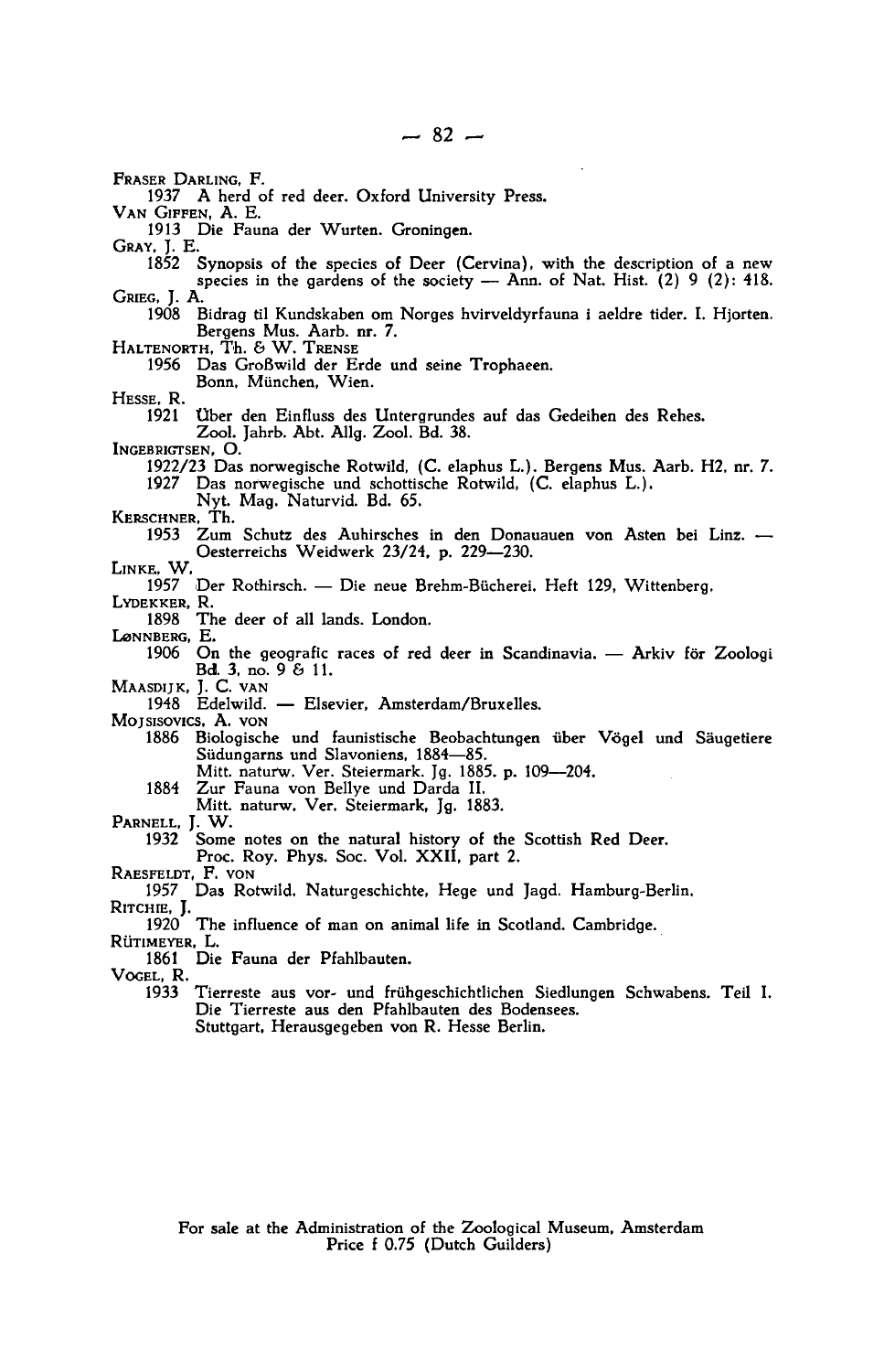FRASER DARLING, F.
 1937 A herd of red deer. Oxford University Press.

VAN GIFFEN, A. E.
 1913 Die Fauna der Wurten. Groningen.

GRAY, J. E.
 1852 Synopsis of the species of Deer (Cervina), with the description of a new species in the gardens of the society — Ann. of Nat. Hist. (2) 9 (2): 418.

GRIEG, J. A.
 1908 Bidrag til Kundskaben om Norges hvirveldyrfauna i aeldre tider. I. Hjorten. Bergens Mus. Aarb. nr. 7.

HALTENORTH, Th. & W. TRENSE
 1956 Das Großwild der Erde und seine Trophaeen. Bonn, München, Wien.

HESSE, R.
 1921 Über den Einfluss des Untergrundes auf das Gedeihen des Rehes. Zool. Jahrb. Abt. Allg. Zool. Bd. 38.

INGEBRIGTSEN, O.
 1922/23 Das norwegische Rotwild, (C. elaphus L.). Bergens Mus. Aarb. H2. nr. 7.
 1927 Das norwegische und schottische Rotwild, (C. elaphus L.). Nyt. Mag. Naturvid. Bd. 65.

KERSCHNER, Th.
 1953 Zum Schutz des Auhirsches in den Donauauen von Asten bei Linz. — Oesterreichs Weidwerk 23/24, p. 229—230.

LINKE, W.
 1957 Der Rothirsch. — Die neue Brehm-Bücherei. Heft 129, Wittenberg.

LYDEKKER, R.
 1898 The deer of all lands. London.

LØNNBERG, E.
 1906 On the geografic races of red deer in Scandinavia. — Arkiv för Zoologi Bd. 3, no. 9 & 11.

MAASDIJK, J. C. VAN
 1948 Edelwild. — Elsevier, Amsterdam/Bruxelles.

MOJSISOVICS, A. VON
 1886 Biologische und faunistische Beobachtungen über Vögel und Säugetiere Südungarns und Slavoniens, 1884—85. Mitt. naturw. Ver. Steiermark. Jg. 1885. p. 109—204.
 1884 Zur Fauna von Bellye und Darda II. Mitt. naturw. Ver. Steiermark, Jg. 1883.

PARNELL, J. W.
 1932 Some notes on the natural history of the Scottish Red Deer. Proc. Roy. Phys. Soc. Vol. XXII, part 2.

RAESFELDT, F. VON
 1957 Das Rotwild. Naturgeschichte, Hege und Jagd. Hamburg-Berlin.

RITCHIE, J.
 1920 The influence of man on animal life in Scotland. Cambridge.

RÜTIMEYER, L.
 1861 Die Fauna der Pfahlbauten.

VOGEL, R.
 1933 Tierreste aus vor- und frühgeschichtlichen Siedlungen Schwabens. Teil I. Die Tierreste aus den Pfahlbauten des Bodensees. Stuttgart, Herausgegeben von R. Hesse Berlin.

For sale at the Administration of the Zoological Museum, Amsterdam
Price f 0.75 (Dutch Guilders)